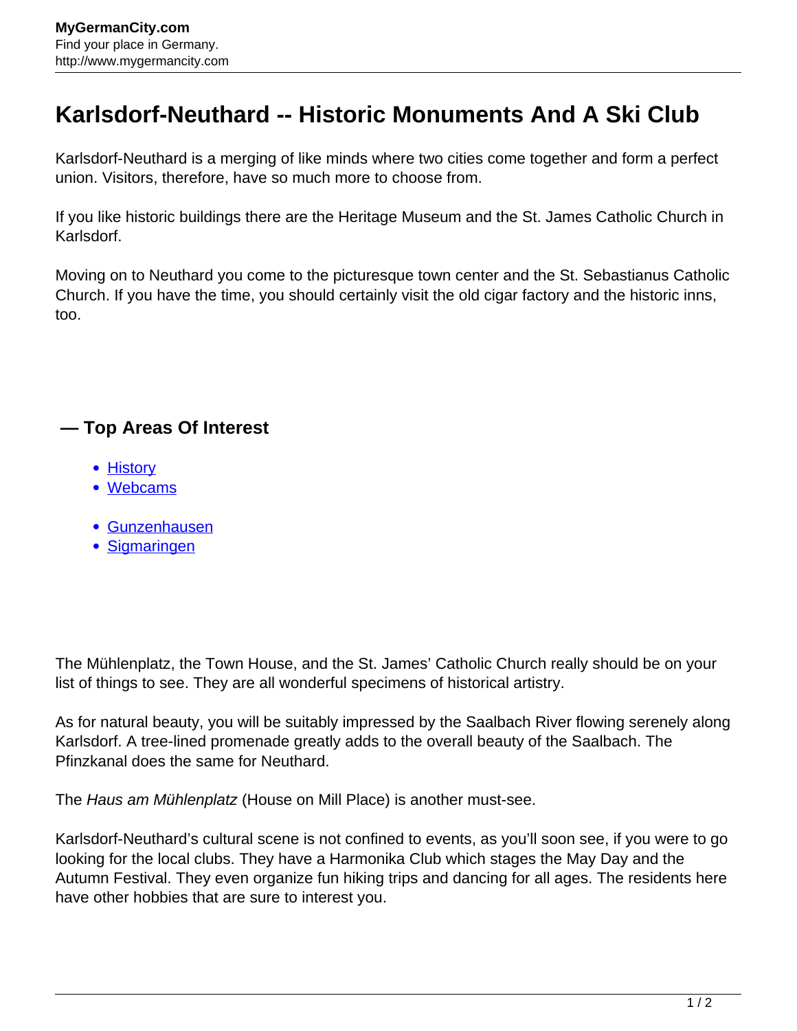# Karlsdorf-Neuthard -- Historic Monuments And A Ski Club

Karlsdorf-Neuthard is a merging of like minds where two cities come together and form a perfect union. Visitors, therefore, have so much more to choose from.

If you like historic buildings there are the Heritage Museum and the St. James Catholic Church in Karlsdorf.

Moving on to Neuthard you come to the picturesque town center and the St. Sebastianus Catholic Church. If you have the time, you should certainly visit the old cigar factory and the historic inns, too.

## — Top Areas Of Interest

- History
- Webcams

- Gunzenhausen
- Sigmaringen

The Mühlenplatz, the Town House, and the St. James' Catholic Church really should be on your list of things to see. They are all wonderful specimens of historical artistry.

As for natural beauty, you will be suitably impressed by the Saalbach River flowing serenely along Karlsdorf. A tree-lined promenade greatly adds to the overall beauty of the Saalbach. The Pfinzkanal does the same for Neuthard.

The *Haus am Mühlenplatz* (House on Mill Place) is another must-see.

Karlsdorf-Neuthard's cultural scene is not confined to events, as you'll soon see, if you were to go looking for the local clubs. They have a Harmonika Club which stages the May Day and the Autumn Festival. They even organize fun hiking trips and dancing for all ages. The residents here have other hobbies that are sure to interest you.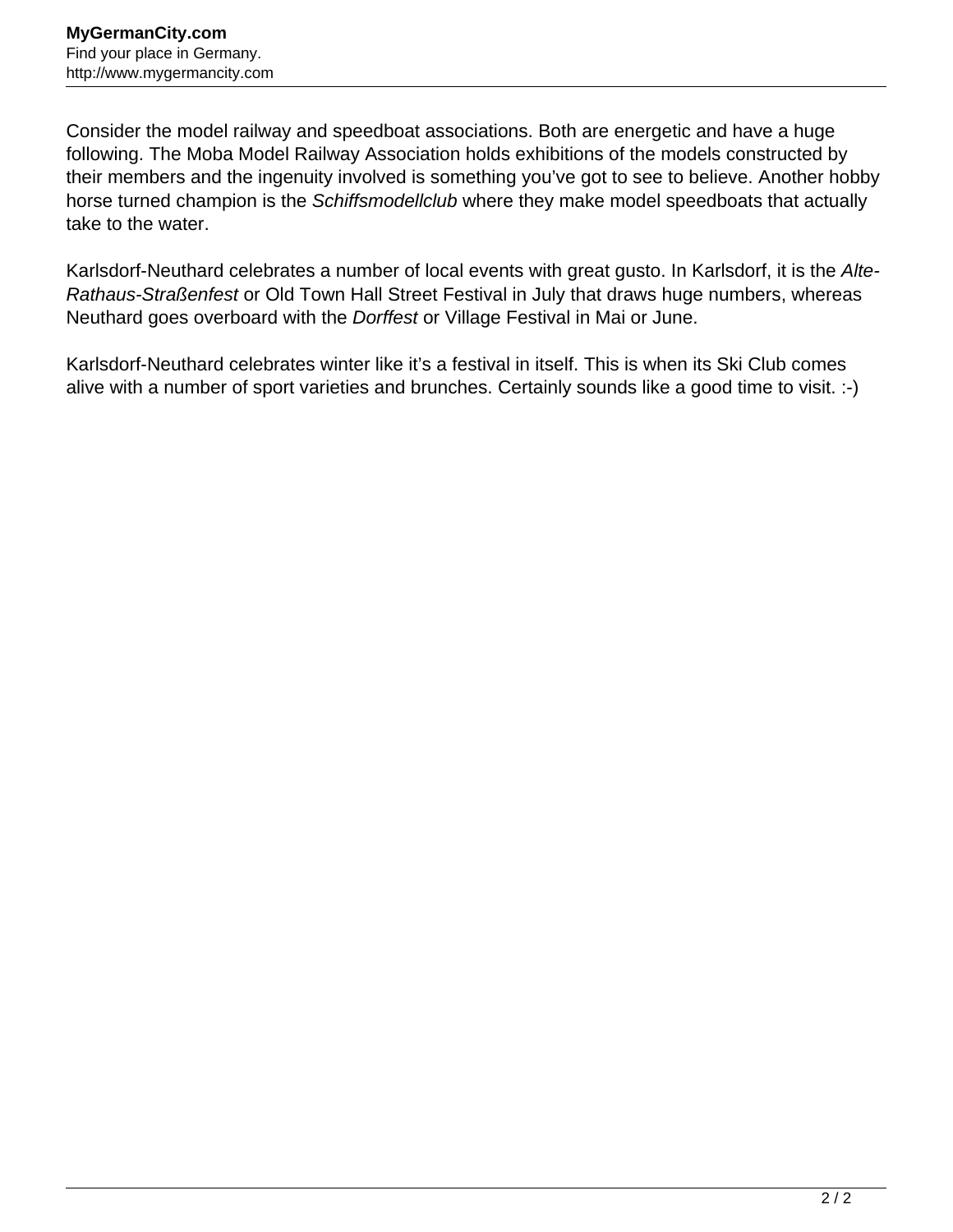Consider the model railway and speedboat associations. Both are energetic and have a huge following. The Moba Model Railway Association holds exhibitions of the models constructed by their members and the ingenuity involved is something you've got to see to believe. Another hobby horse turned champion is the *Schiffsmodellclub* where they make model speedboats that actually take to the water.

Karlsdorf-Neuthard celebrates a number of local events with great gusto. In Karlsdorf, it is the *Alte-Rathaus-Straßenfest* or Old Town Hall Street Festival in July that draws huge numbers, whereas Neuthard goes overboard with the *Dorffest* or Village Festival in Mai or June.

Karlsdorf-Neuthard celebrates winter like it's a festival in itself. This is when its Ski Club comes alive with a number of sport varieties and brunches. Certainly sounds like a good time to visit. :-)